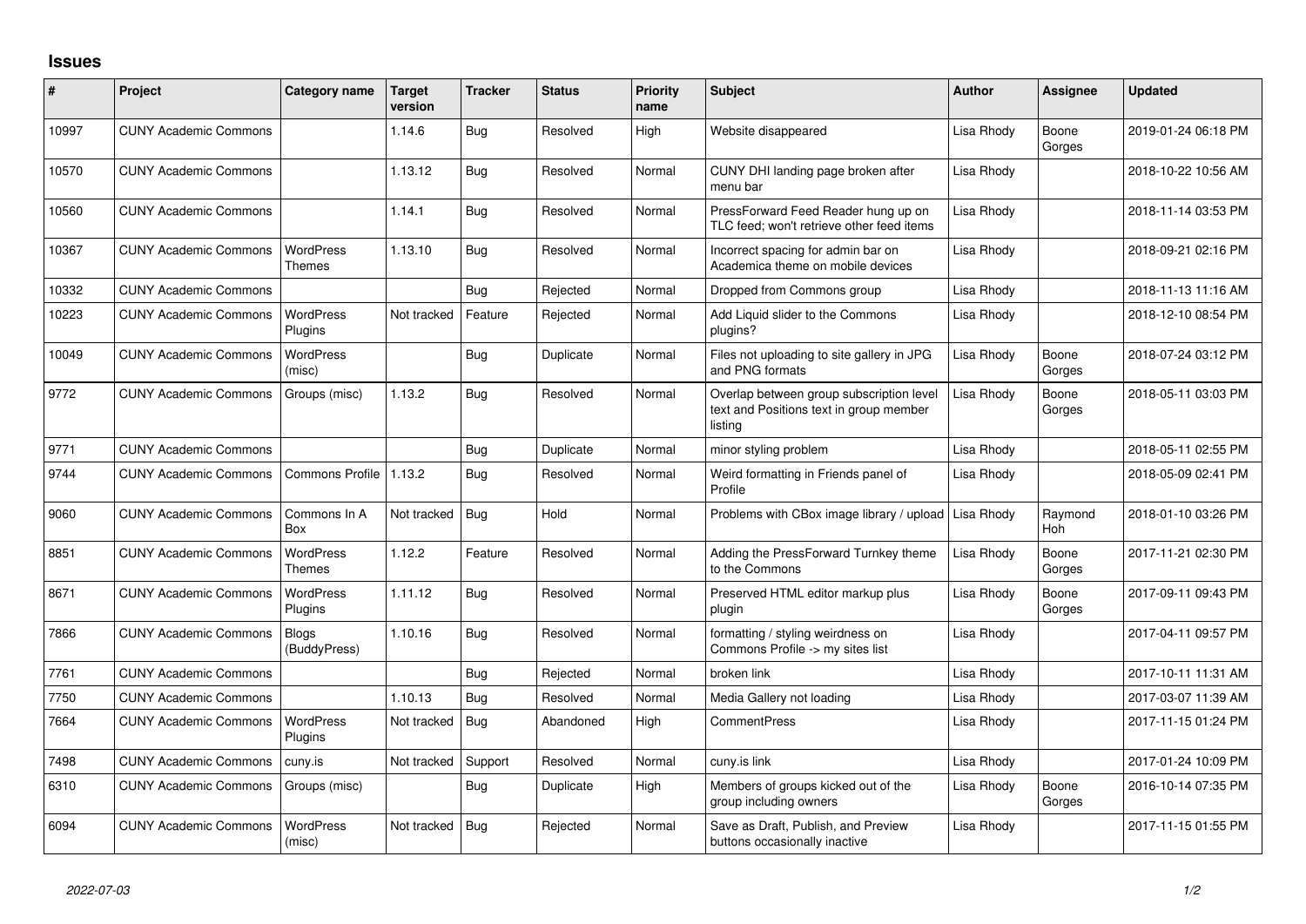# Issues

| # | Project | Category name | Target version | Tracker | Status | Priority name | Subject | Author | Assignee | Updated |
|---|---|---|---|---|---|---|---|---|---|---|
| 10997 | CUNY Academic Commons | | 1.14.6 | Bug | Resolved | High | Website disappeared | Lisa Rhody | Boone Gorges | 2019-01-24 06:18 PM |
| 10570 | CUNY Academic Commons | | 1.13.12 | Bug | Resolved | Normal | CUNY DHI landing page broken after menu bar | Lisa Rhody | | 2018-10-22 10:56 AM |
| 10560 | CUNY Academic Commons | | 1.14.1 | Bug | Resolved | Normal | PressForward Feed Reader hung up on TLC feed; won't retrieve other feed items | Lisa Rhody | | 2018-11-14 03:53 PM |
| 10367 | CUNY Academic Commons | WordPress Themes | 1.13.10 | Bug | Resolved | Normal | Incorrect spacing for admin bar on Academica theme on mobile devices | Lisa Rhody | | 2018-09-21 02:16 PM |
| 10332 | CUNY Academic Commons | | | Bug | Rejected | Normal | Dropped from Commons group | Lisa Rhody | | 2018-11-13 11:16 AM |
| 10223 | CUNY Academic Commons | WordPress Plugins | Not tracked | Feature | Rejected | Normal | Add Liquid slider to the Commons plugins? | Lisa Rhody | | 2018-12-10 08:54 PM |
| 10049 | CUNY Academic Commons | WordPress (misc) | | Bug | Duplicate | Normal | Files not uploading to site gallery in JPG and PNG formats | Lisa Rhody | Boone Gorges | 2018-07-24 03:12 PM |
| 9772 | CUNY Academic Commons | Groups (misc) | 1.13.2 | Bug | Resolved | Normal | Overlap between group subscription level text and Positions text in group member listing | Lisa Rhody | Boone Gorges | 2018-05-11 03:03 PM |
| 9771 | CUNY Academic Commons | | | Bug | Duplicate | Normal | minor styling problem | Lisa Rhody | | 2018-05-11 02:55 PM |
| 9744 | CUNY Academic Commons | Commons Profile | 1.13.2 | Bug | Resolved | Normal | Weird formatting in Friends panel of Profile | Lisa Rhody | | 2018-05-09 02:41 PM |
| 9060 | CUNY Academic Commons | Commons In A Box | Not tracked | Bug | Hold | Normal | Problems with CBox image library / upload | Lisa Rhody | Raymond Hoh | 2018-01-10 03:26 PM |
| 8851 | CUNY Academic Commons | WordPress Themes | 1.12.2 | Feature | Resolved | Normal | Adding the PressForward Turnkey theme to the Commons | Lisa Rhody | Boone Gorges | 2017-11-21 02:30 PM |
| 8671 | CUNY Academic Commons | WordPress Plugins | 1.11.12 | Bug | Resolved | Normal | Preserved HTML editor markup plus plugin | Lisa Rhody | Boone Gorges | 2017-09-11 09:43 PM |
| 7866 | CUNY Academic Commons | Blogs (BuddyPress) | 1.10.16 | Bug | Resolved | Normal | formatting / styling weirdness on Commons Profile -> my sites list | Lisa Rhody | | 2017-04-11 09:57 PM |
| 7761 | CUNY Academic Commons | | | Bug | Rejected | Normal | broken link | Lisa Rhody | | 2017-10-11 11:31 AM |
| 7750 | CUNY Academic Commons | | 1.10.13 | Bug | Resolved | Normal | Media Gallery not loading | Lisa Rhody | | 2017-03-07 11:39 AM |
| 7664 | CUNY Academic Commons | WordPress Plugins | Not tracked | Bug | Abandoned | High | CommentPress | Lisa Rhody | | 2017-11-15 01:24 PM |
| 7498 | CUNY Academic Commons | cuny.is | Not tracked | Support | Resolved | Normal | cuny.is link | Lisa Rhody | | 2017-01-24 10:09 PM |
| 6310 | CUNY Academic Commons | Groups (misc) | | Bug | Duplicate | High | Members of groups kicked out of the group including owners | Lisa Rhody | Boone Gorges | 2016-10-14 07:35 PM |
| 6094 | CUNY Academic Commons | WordPress (misc) | Not tracked | Bug | Rejected | Normal | Save as Draft, Publish, and Preview buttons occasionally inactive | Lisa Rhody | | 2017-11-15 01:55 PM |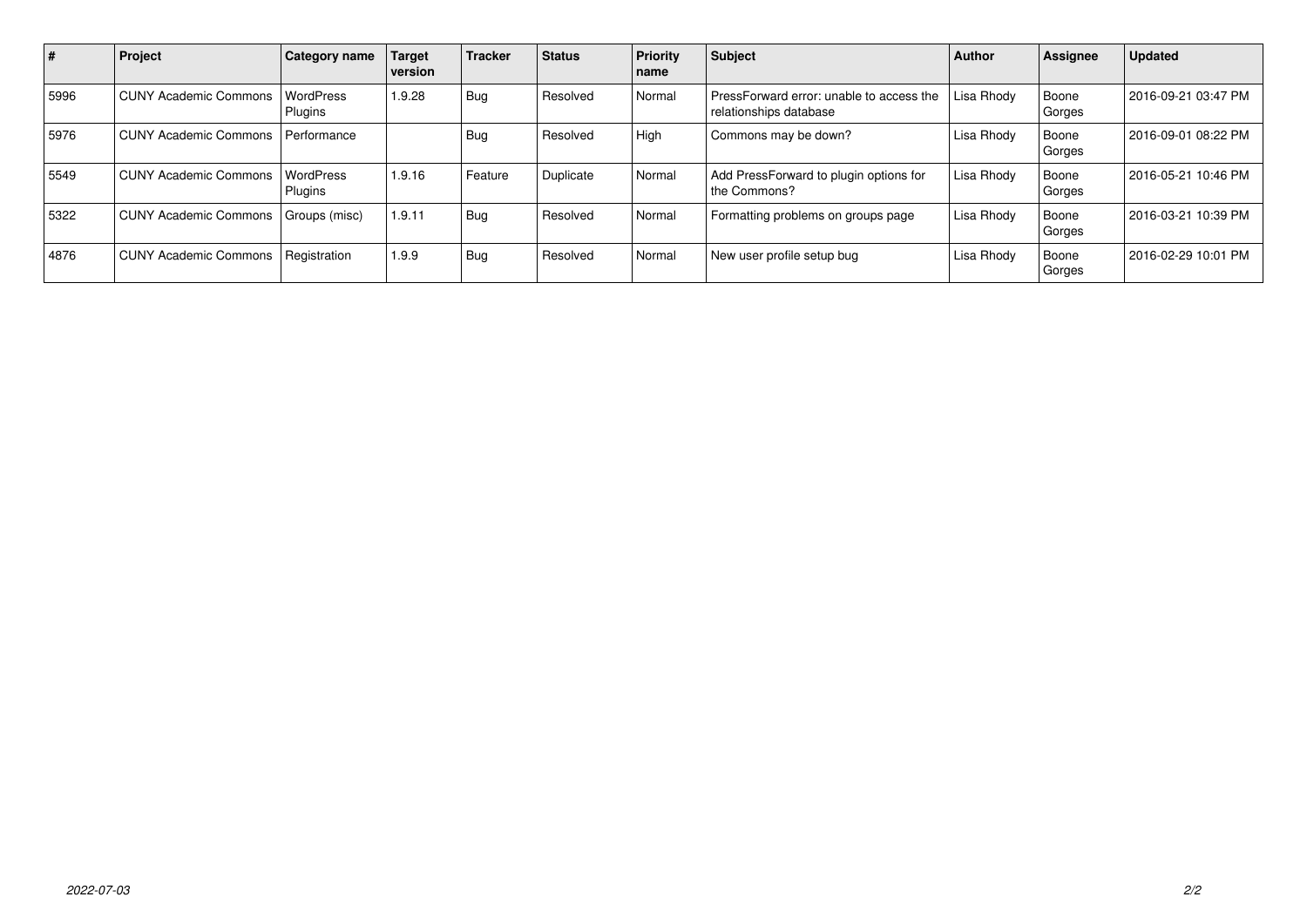| # | Project | Category name | Target version | Tracker | Status | Priority name | Subject | Author | Assignee | Updated |
|---|---|---|---|---|---|---|---|---|---|---|
| 5996 | CUNY Academic Commons | WordPress Plugins | 1.9.28 | Bug | Resolved | Normal | PressForward error: unable to access the relationships database | Lisa Rhody | Boone Gorges | 2016-09-21 03:47 PM |
| 5976 | CUNY Academic Commons | Performance | | Bug | Resolved | High | Commons may be down? | Lisa Rhody | Boone Gorges | 2016-09-01 08:22 PM |
| 5549 | CUNY Academic Commons | WordPress Plugins | 1.9.16 | Feature | Duplicate | Normal | Add PressForward to plugin options for the Commons? | Lisa Rhody | Boone Gorges | 2016-05-21 10:46 PM |
| 5322 | CUNY Academic Commons | Groups (misc) | 1.9.11 | Bug | Resolved | Normal | Formatting problems on groups page | Lisa Rhody | Boone Gorges | 2016-03-21 10:39 PM |
| 4876 | CUNY Academic Commons | Registration | 1.9.9 | Bug | Resolved | Normal | New user profile setup bug | Lisa Rhody | Boone Gorges | 2016-02-29 10:01 PM |